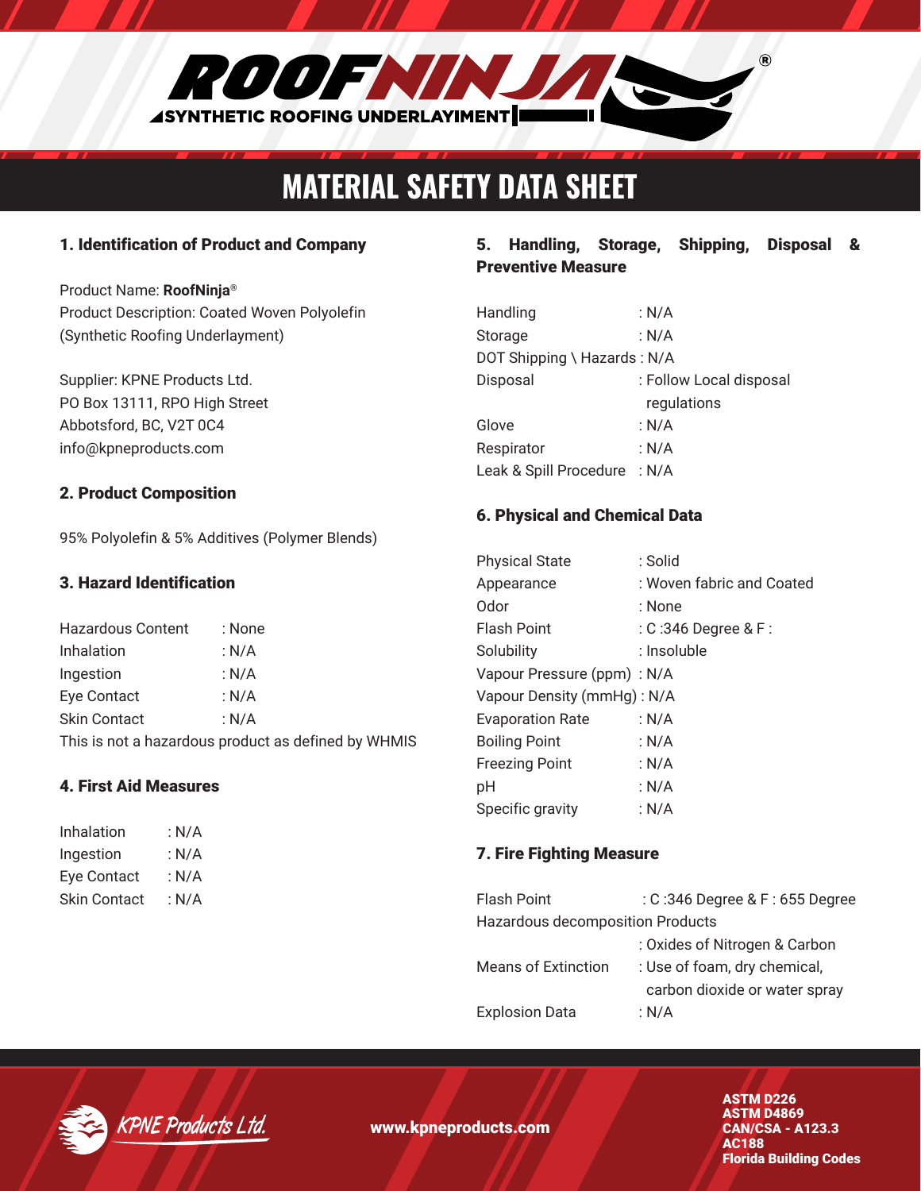ROOFNINJA®

SYNTHETIC ROOFING UNDERLAYIMENT

# MATERIAL SAFETY DATA SHEET

## 1. Identification of Product and Company

Product Name: **RoofNinja**®
Product Description: Coated Woven Polyolefin (Synthetic Roofing Underlayment)

Supplier: KPNE Products Ltd.
PO Box 13111, RPO High Street
Abbotsford, BC, V2T 0C4
info@kpneproducts.com

## 2. Product Composition

95% Polyolefin & 5% Additives (Polymer Blends)

## 3. Hazard Identification

| | |
|---|---|
| Hazardous Content | : None |
| Inhalation | : N/A |
| Ingestion | : N/A |
| Eye Contact | : N/A |
| Skin Contact | : N/A |

This is not a hazardous product as defined by WHMIS

## 4. First Aid Measures

| | |
|---|---|
| Inhalation | : N/A |
| Ingestion | : N/A |
| Eye Contact | : N/A |
| Skin Contact | : N/A |

## 5. Handling, Storage, Shipping, Disposal & Preventive Measure

| | |
|---|---|
| Handling | : N/A |
| Storage | : N/A |
| DOT Shipping \ Hazards | : N/A |
| Disposal | : Follow Local disposal regulations |
| Glove | : N/A |
| Respirator | : N/A |
| Leak & Spill Procedure | : N/A |

## 6. Physical and Chemical Data

| | |
|---|---|
| Physical State | : Solid |
| Appearance | : Woven fabric and Coated |
| Odor | : None |
| Flash Point | : C :346 Degree & F : |
| Solubility | : Insoluble |
| Vapour Pressure (ppm) | : N/A |
| Vapour Density (mmHg) | : N/A |
| Evaporation Rate | : N/A |
| Boiling Point | : N/A |
| Freezing Point | : N/A |
| pH | : N/A |
| Specific gravity | : N/A |

## 7. Fire Fighting Measure

| | |
|---|---|
| Flash Point | : C :346 Degree & F : 655 Degree |
| Hazardous decomposition Products | : Oxides of Nitrogen & Carbon |
| Means of Extinction | : Use of foam, dry chemical, carbon dioxide or water spray |
| Explosion Data | : N/A |

KPNE Products Ltd.

www.kpneproducts.com

**ASTM D226**
**ASTM D4869**
**CAN/CSA - A123.3**
**AC188**
**Florida Building Codes**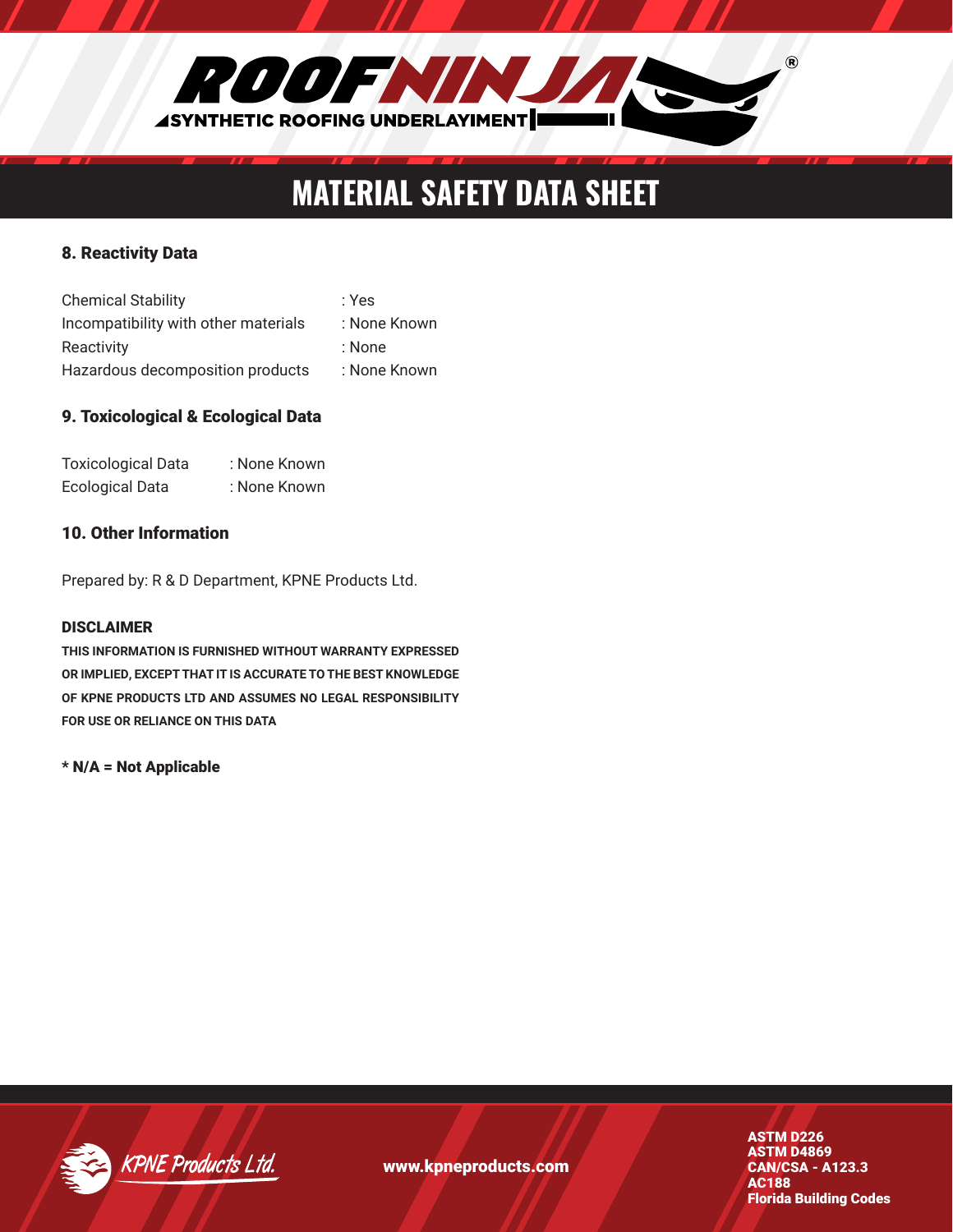# MATERIAL SAFETY DATA SHEET

## 8. Reactivity Data

| | |
|---|---|
| Chemical Stability | : Yes |
| Incompatibility with other materials | : None Known |
| Reactivity | : None |
| Hazardous decomposition products | : None Known |

## 9. Toxicological & Ecological Data

| | |
|---|---|
| Toxicological Data | : None Known |
| Ecological Data | : None Known |

## 10. Other Information

Prepared by: R & D Department, KPNE Products Ltd.

**DISCLAIMER**

**THIS INFORMATION IS FURNISHED WITHOUT WARRANTY EXPRESSED OR IMPLIED, EXCEPT THAT IT IS ACCURATE TO THE BEST KNOWLEDGE OF KPNE PRODUCTS LTD AND ASSUMES NO LEGAL RESPONSIBILITY FOR USE OR RELIANCE ON THIS DATA**

**\* N/A = Not Applicable**